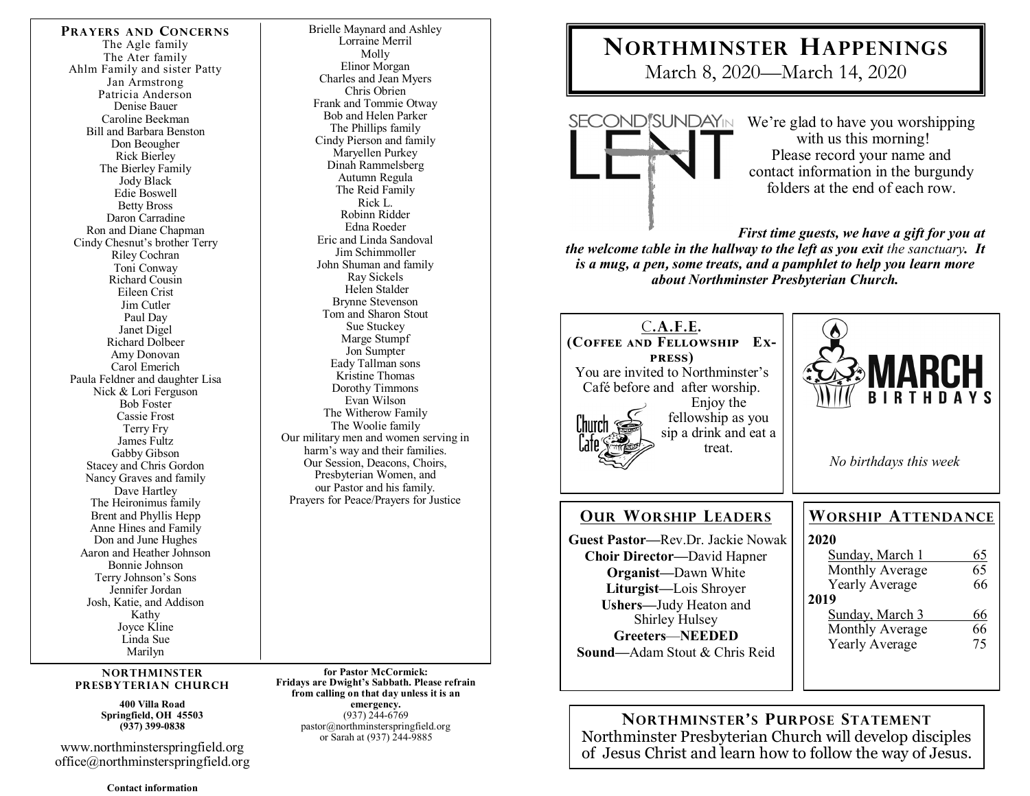## Prayers and Concerns

The Agle family
The Ater family
Ahlm Family and sister Patty
Jan Armstrong
Patricia Anderson
Denise Bauer
Caroline Beekman
Bill and Barbara Benston
Don Beougher
Rick Bierley
The Bierley Family
Jody Black
Edie Boswell
Betty Bross
Daron Carradine
Ron and Diane Chapman
Cindy Chesnut's brother Terry
Riley Cochran
Toni Conway
Richard Cousin
Eileen Crist
Jim Cutler
Paul Day
Janet Digel
Richard Dolbeer
Amy Donovan
Carol Emerich
Paula Feldner and daughter Lisa
Nick & Lori Ferguson
Bob Foster
Cassie Frost
Terry Fry
James Fultz
Gabby Gibson
Stacey and Chris Gordon
Nancy Graves and family
Dave Hartley
The Heironimus family
Brent and Phyllis Hepp
Anne Hines and Family
Don and June Hughes
Aaron and Heather Johnson
Bonnie Johnson
Terry Johnson's Sons
Jennifer Jordan
Josh, Katie, and Addison
Kathy
Joyce Kline
Linda Sue
Marilyn
Brielle Maynard and Ashley
Lorraine Merril
Molly
Elinor Morgan
Charles and Jean Myers
Chris Obrien
Frank and Tommie Otway
Bob and Helen Parker
The Phillips family
Cindy Pierson and family
Maryellen Purkey
Dinah Rammelsberg
Autumn Regula
The Reid Family
Rick L.
Robinn Ridder
Edna Roeder
Eric and Linda Sandoval
Jim Schimmoller
John Shuman and family
Ray Sickels
Helen Stalder
Brynne Stevenson
Tom and Sharon Stout
Sue Stuckey
Marge Stumpf
Jon Sumpter
Eady Tallman sons
Kristine Thomas
Dorothy Timmons
Evan Wilson
The Witherow Family
The Woolie family
Our military men and women serving in harm's way and their families.
Our Session, Deacons, Choirs, Presbyterian Women, and our Pastor and his family.
Prayers for Peace/Prayers for Justice

**NORTHMINSTER PRESBYTERIAN CHURCH**

**400 Villa Road**
**Springfield, OH 45503**
**(937) 399-0838**

www.northminsterspringfield.org
office@northminsterspringfield.org

**Contact information**

**for Pastor McCormick:**
**Fridays are Dwight's Sabbath. Please refrain from calling on that day unless it is an emergency.**
(937) 244-6769
pastor@northminsterspringfield.org
or Sarah at (937) 244-9885

# Northminster Happenings

March 8, 2020—March 14, 2020

SECOND SUNDAY IN LENT

We're glad to have you worshipping with us this morning!
Please record your name and contact information in the burgundy folders at the end of each row.

***First time guests, we have a gift for you at the welcome table in the hallway to the left as you exit*** *the sanctuary.* ***It is a mug, a pen, some treats, and a pamphlet to help you learn more about Northminster Presbyterian Church.***

### C.A.F.E. (Coffee and Fellowship Express)

You are invited to Northminster's Café before and after worship. Enjoy the fellowship as you sip a drink and eat a treat.

### March Birthdays

*No birthdays this week*

### Our Worship Leaders

**Guest Pastor—**Rev.Dr. Jackie Nowak
**Choir Director—**David Hapner
**Organist—**Dawn White
**Liturgist—**Lois Shroyer
**Ushers—**Judy Heaton and Shirley Hulsey
**Greeters**—**NEEDED**
**Sound—**Adam Stout & Chris Reid

### Worship Attendance

| | |
|---|---|
| **2020** | |
| Sunday, March 1 | 65 |
| Monthly Average | 65 |
| Yearly Average | 66 |
| **2019** | |
| Sunday, March 3 | 66 |
| Monthly Average | 66 |
| Yearly Average | 75 |

### Northminster's Purpose Statement

Northminster Presbyterian Church will develop disciples of Jesus Christ and learn how to follow the way of Jesus.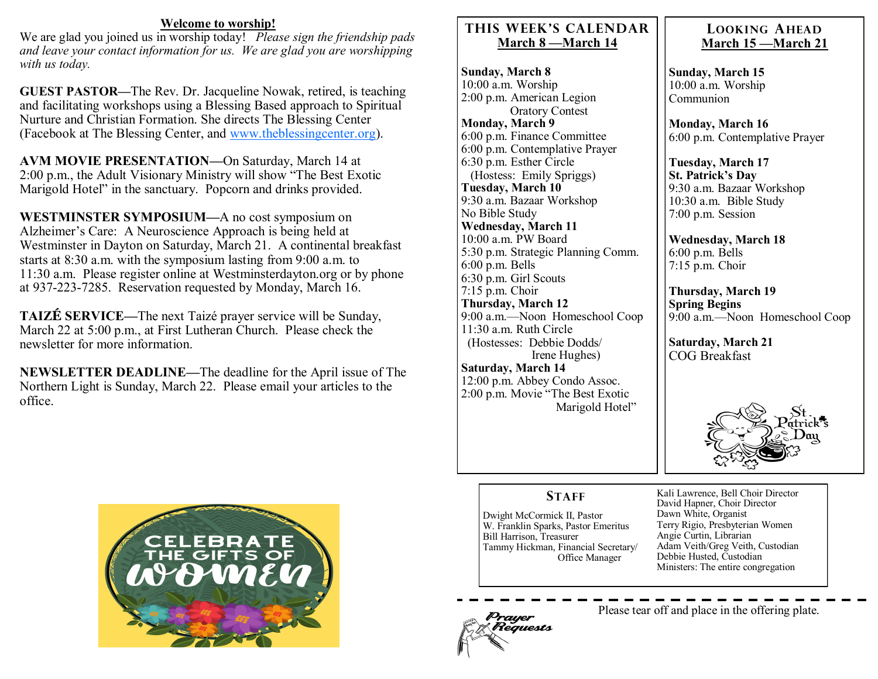**Welcome to worship!**

We are glad you joined us in worship today! *Please sign the friendship pads and leave your contact information for us. We are glad you are worshipping with us today.*

**GUEST PASTOR—**The Rev. Dr. Jacqueline Nowak, retired, is teaching and facilitating workshops using a Blessing Based approach to Spiritual Nurture and Christian Formation. She directs The Blessing Center (Facebook at The Blessing Center, and www.theblessingcenter.org).

**AVM MOVIE PRESENTATION—**On Saturday, March 14 at 2:00 p.m., the Adult Visionary Ministry will show "The Best Exotic Marigold Hotel" in the sanctuary. Popcorn and drinks provided.

**WESTMINSTER SYMPOSIUM—**A no cost symposium on Alzheimer's Care: A Neuroscience Approach is being held at Westminster in Dayton on Saturday, March 21. A continental breakfast starts at 8:30 a.m. with the symposium lasting from 9:00 a.m. to 11:30 a.m. Please register online at Westminsterdayton.org or by phone at 937-223-7285. Reservation requested by Monday, March 16.

**TAIZÉ SERVICE—**The next Taizé prayer service will be Sunday, March 22 at 5:00 p.m., at First Lutheran Church. Please check the newsletter for more information.

**NEWSLETTER DEADLINE—**The deadline for the April issue of The Northern Light is Sunday, March 22. Please email your articles to the office.

CELEBRATE THE GIFTS OF WOMEN

## THIS WEEK'S CALENDAR
**March 8 —March 14**

**Sunday, March 8**
10:00 a.m. Worship
2:00 p.m. American Legion Oratory Contest

**Monday, March 9**
6:00 p.m. Finance Committee
6:00 p.m. Contemplative Prayer
6:30 p.m. Esther Circle (Hostess: Emily Spriggs)

**Tuesday, March 10**
9:30 a.m. Bazaar Workshop
No Bible Study

**Wednesday, March 11**
10:00 a.m. PW Board
5:30 p.m. Strategic Planning Comm.
6:00 p.m. Bells
6:30 p.m. Girl Scouts
7:15 p.m. Choir

**Thursday, March 12**
9:00 a.m.—Noon Homeschool Coop
11:30 a.m. Ruth Circle (Hostesses: Debbie Dodds/ Irene Hughes)

**Saturday, March 14**
12:00 p.m. Abbey Condo Assoc.
2:00 p.m. Movie "The Best Exotic Marigold Hotel"

## LOOKING AHEAD
**March 15 —March 21**

**Sunday, March 15**
10:00 a.m. Worship
Communion

**Monday, March 16**
6:00 p.m. Contemplative Prayer

**Tuesday, March 17**
**St. Patrick's Day**
9:30 a.m. Bazaar Workshop
10:30 a.m. Bible Study
7:00 p.m. Session

**Wednesday, March 18**
6:00 p.m. Bells
7:15 p.m. Choir

**Thursday, March 19**
**Spring Begins**
9:00 a.m.—Noon Homeschool Coop

**Saturday, March 21**
COG Breakfast

St. Patrick's Day

## STAFF

Dwight McCormick II, Pastor
W. Franklin Sparks, Pastor Emeritus
Bill Harrison, Treasurer
Tammy Hickman, Financial Secretary/ Office Manager
Kali Lawrence, Bell Choir Director
David Hapner, Choir Director
Dawn White, Organist
Terry Rigio, Presbyterian Women
Angie Curtin, Librarian
Adam Veith/Greg Veith, Custodian
Debbie Husted, Custodian
Ministers: The entire congregation

Prayer Requests

Please tear off and place in the offering plate.